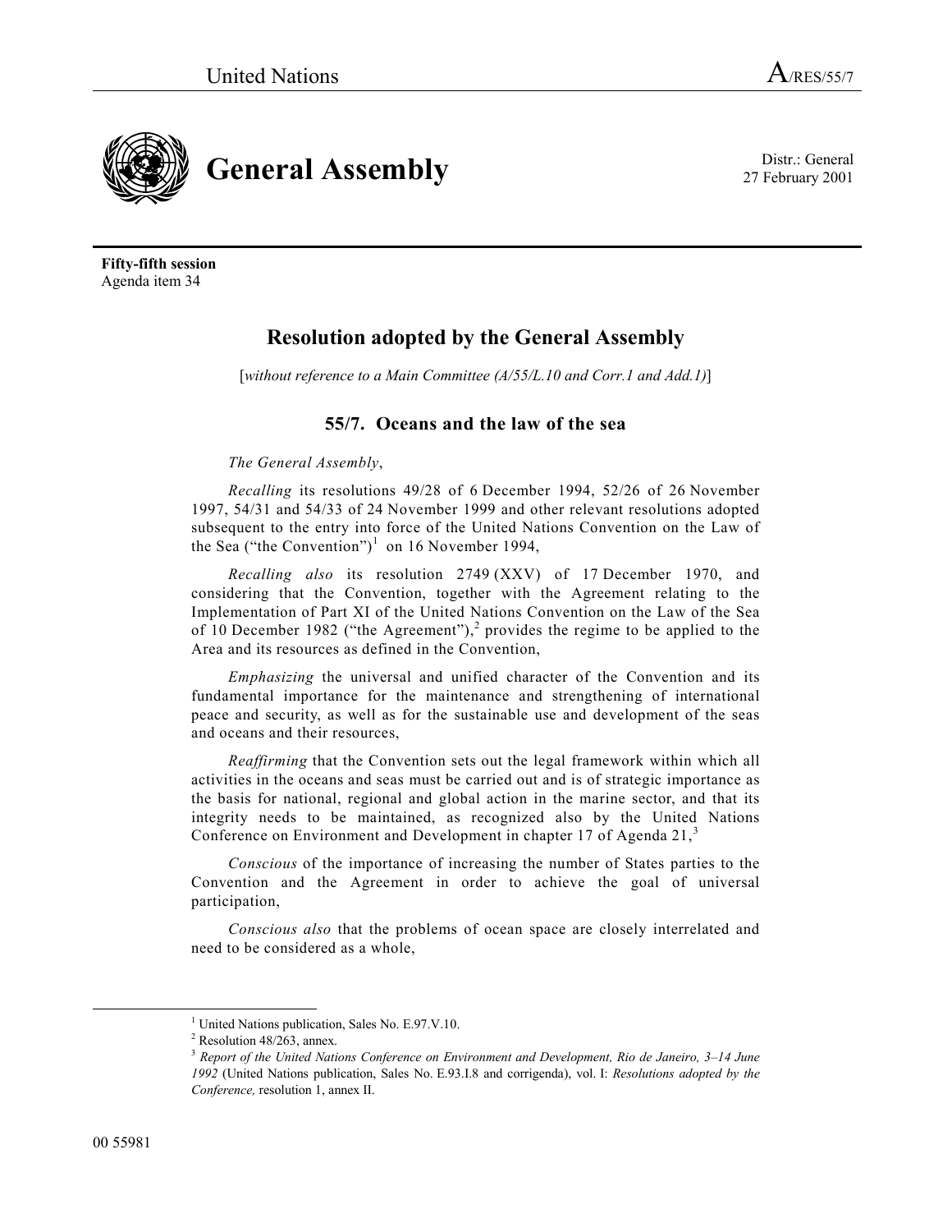United Nations A/RES/55/7

# General Assembly

Distr.: General
27 February 2001

**Fifty-fifth session**
Agenda item 34

## Resolution adopted by the General Assembly

[*without reference to a Main Committee (A/55/L.10 and Corr.1 and Add.1)*]

### 55/7. Oceans and the law of the sea

*The General Assembly*,

*Recalling* its resolutions 49/28 of 6 December 1994, 52/26 of 26 November 1997, 54/31 and 54/33 of 24 November 1999 and other relevant resolutions adopted subsequent to the entry into force of the United Nations Convention on the Law of the Sea ("the Convention")[1] on 16 November 1994,

*Recalling also* its resolution 2749 (XXV) of 17 December 1970, and considering that the Convention, together with the Agreement relating to the Implementation of Part XI of the United Nations Convention on the Law of the Sea of 10 December 1982 ("the Agreement"),[2] provides the regime to be applied to the Area and its resources as defined in the Convention,

*Emphasizing* the universal and unified character of the Convention and its fundamental importance for the maintenance and strengthening of international peace and security, as well as for the sustainable use and development of the seas and oceans and their resources,

*Reaffirming* that the Convention sets out the legal framework within which all activities in the oceans and seas must be carried out and is of strategic importance as the basis for national, regional and global action in the marine sector, and that its integrity needs to be maintained, as recognized also by the United Nations Conference on Environment and Development in chapter 17 of Agenda 21,[3]

*Conscious* of the importance of increasing the number of States parties to the Convention and the Agreement in order to achieve the goal of universal participation,

*Conscious also* that the problems of ocean space are closely interrelated and need to be considered as a whole,

---

[1] United Nations publication, Sales No. E.97.V.10.

[2] Resolution 48/263, annex.

[3] *Report of the United Nations Conference on Environment and Development, Rio de Janeiro, 3–14 June 1992* (United Nations publication, Sales No. E.93.I.8 and corrigenda), vol. I: *Resolutions adopted by the Conference,* resolution 1, annex II.

00 55981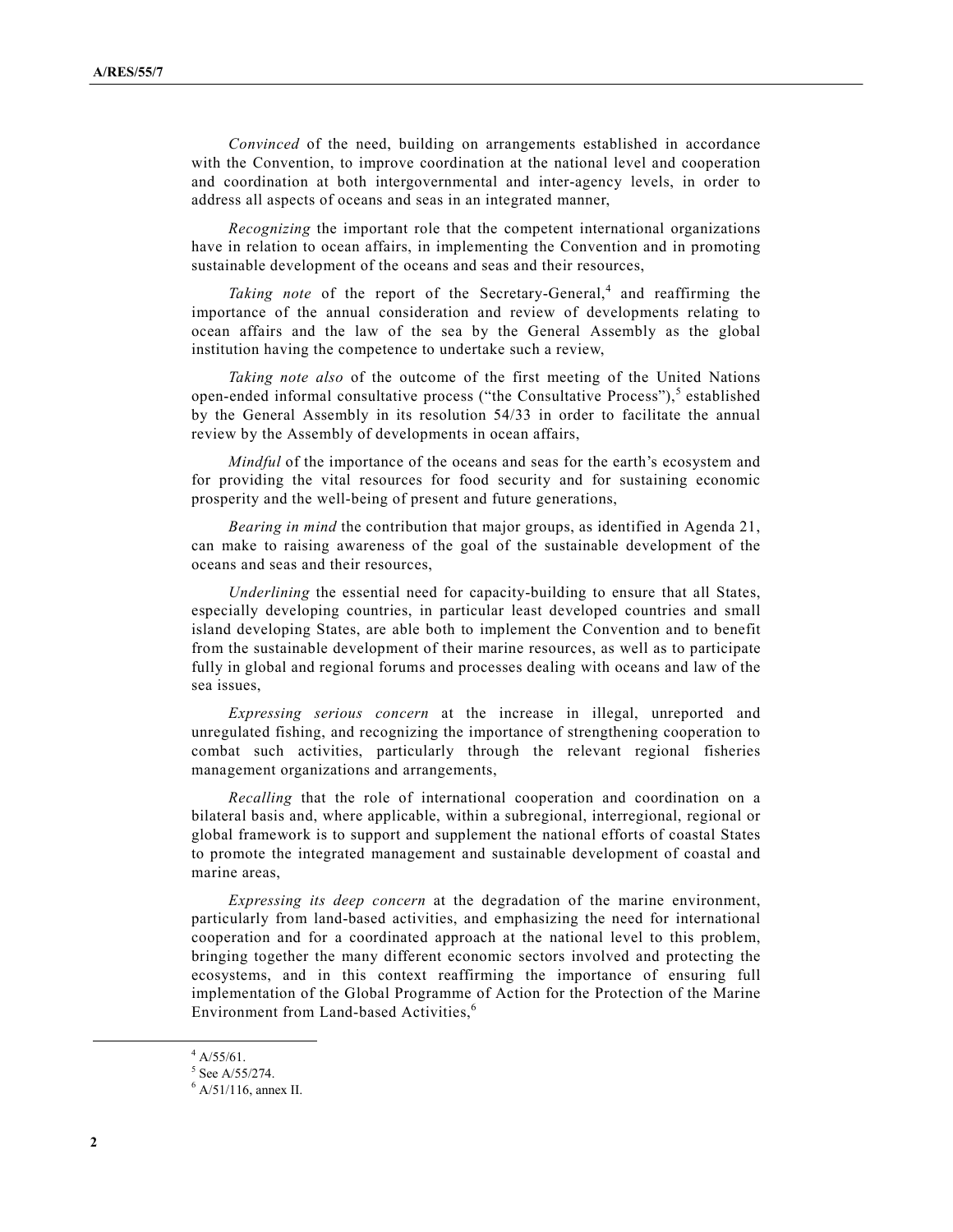*Convinced* of the need, building on arrangements established in accordance with the Convention, to improve coordination at the national level and cooperation and coordination at both intergovernmental and inter-agency levels, in order to address all aspects of oceans and seas in an integrated manner,

*Recognizing* the important role that the competent international organizations have in relation to ocean affairs, in implementing the Convention and in promoting sustainable development of the oceans and seas and their resources,

*Taking note* of the report of the Secretary-General,[4] and reaffirming the importance of the annual consideration and review of developments relating to ocean affairs and the law of the sea by the General Assembly as the global institution having the competence to undertake such a review,

*Taking note also* of the outcome of the first meeting of the United Nations open-ended informal consultative process ("the Consultative Process"),[5] established by the General Assembly in its resolution 54/33 in order to facilitate the annual review by the Assembly of developments in ocean affairs,

*Mindful* of the importance of the oceans and seas for the earth's ecosystem and for providing the vital resources for food security and for sustaining economic prosperity and the well-being of present and future generations,

*Bearing in mind* the contribution that major groups, as identified in Agenda 21, can make to raising awareness of the goal of the sustainable development of the oceans and seas and their resources,

*Underlining* the essential need for capacity-building to ensure that all States, especially developing countries, in particular least developed countries and small island developing States, are able both to implement the Convention and to benefit from the sustainable development of their marine resources, as well as to participate fully in global and regional forums and processes dealing with oceans and law of the sea issues,

*Expressing serious concern* at the increase in illegal, unreported and unregulated fishing, and recognizing the importance of strengthening cooperation to combat such activities, particularly through the relevant regional fisheries management organizations and arrangements,

*Recalling* that the role of international cooperation and coordination on a bilateral basis and, where applicable, within a subregional, interregional, regional or global framework is to support and supplement the national efforts of coastal States to promote the integrated management and sustainable development of coastal and marine areas,

*Expressing its deep concern* at the degradation of the marine environment, particularly from land-based activities, and emphasizing the need for international cooperation and for a coordinated approach at the national level to this problem, bringing together the many different economic sectors involved and protecting the ecosystems, and in this context reaffirming the importance of ensuring full implementation of the Global Programme of Action for the Protection of the Marine Environment from Land-based Activities,[6]

---

[4] A/55/61.

[5] See A/55/274.

[6] A/51/116, annex II.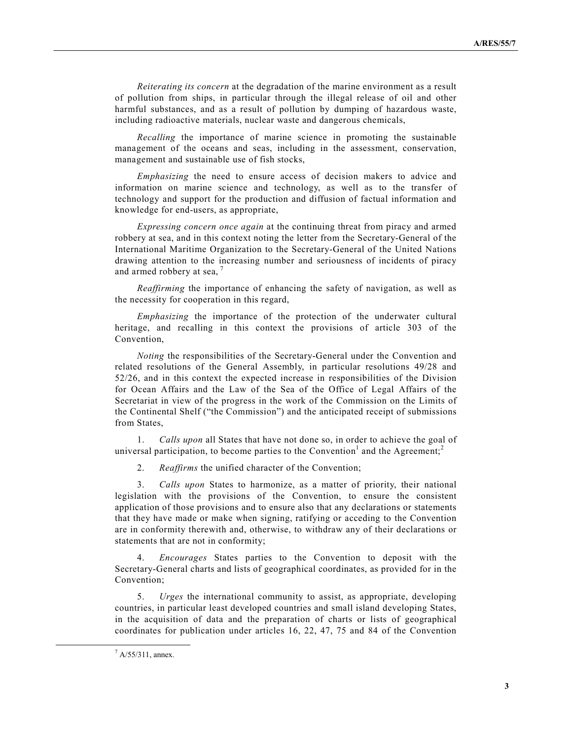*Reiterating its concern* at the degradation of the marine environment as a result of pollution from ships, in particular through the illegal release of oil and other harmful substances, and as a result of pollution by dumping of hazardous waste, including radioactive materials, nuclear waste and dangerous chemicals,

*Recalling* the importance of marine science in promoting the sustainable management of the oceans and seas, including in the assessment, conservation, management and sustainable use of fish stocks,

*Emphasizing* the need to ensure access of decision makers to advice and information on marine science and technology, as well as to the transfer of technology and support for the production and diffusion of factual information and knowledge for end-users, as appropriate,

*Expressing concern once again* at the continuing threat from piracy and armed robbery at sea, and in this context noting the letter from the Secretary-General of the International Maritime Organization to the Secretary-General of the United Nations drawing attention to the increasing number and seriousness of incidents of piracy and armed robbery at sea, [7]

*Reaffirming* the importance of enhancing the safety of navigation, as well as the necessity for cooperation in this regard,

*Emphasizing* the importance of the protection of the underwater cultural heritage, and recalling in this context the provisions of article 303 of the Convention,

*Noting* the responsibilities of the Secretary-General under the Convention and related resolutions of the General Assembly, in particular resolutions 49/28 and 52/26, and in this context the expected increase in responsibilities of the Division for Ocean Affairs and the Law of the Sea of the Office of Legal Affairs of the Secretariat in view of the progress in the work of the Commission on the Limits of the Continental Shelf ("the Commission") and the anticipated receipt of submissions from States,

1. *Calls upon* all States that have not done so, in order to achieve the goal of universal participation, to become parties to the Convention[1] and the Agreement;[2]

2. *Reaffirms* the unified character of the Convention;

3. *Calls upon* States to harmonize, as a matter of priority, their national legislation with the provisions of the Convention, to ensure the consistent application of those provisions and to ensure also that any declarations or statements that they have made or make when signing, ratifying or acceding to the Convention are in conformity therewith and, otherwise, to withdraw any of their declarations or statements that are not in conformity;

4. *Encourages* States parties to the Convention to deposit with the Secretary-General charts and lists of geographical coordinates, as provided for in the Convention;

5. *Urges* the international community to assist, as appropriate, developing countries, in particular least developed countries and small island developing States, in the acquisition of data and the preparation of charts or lists of geographical coordinates for publication under articles 16, 22, 47, 75 and 84 of the Convention

---

[7] A/55/311, annex.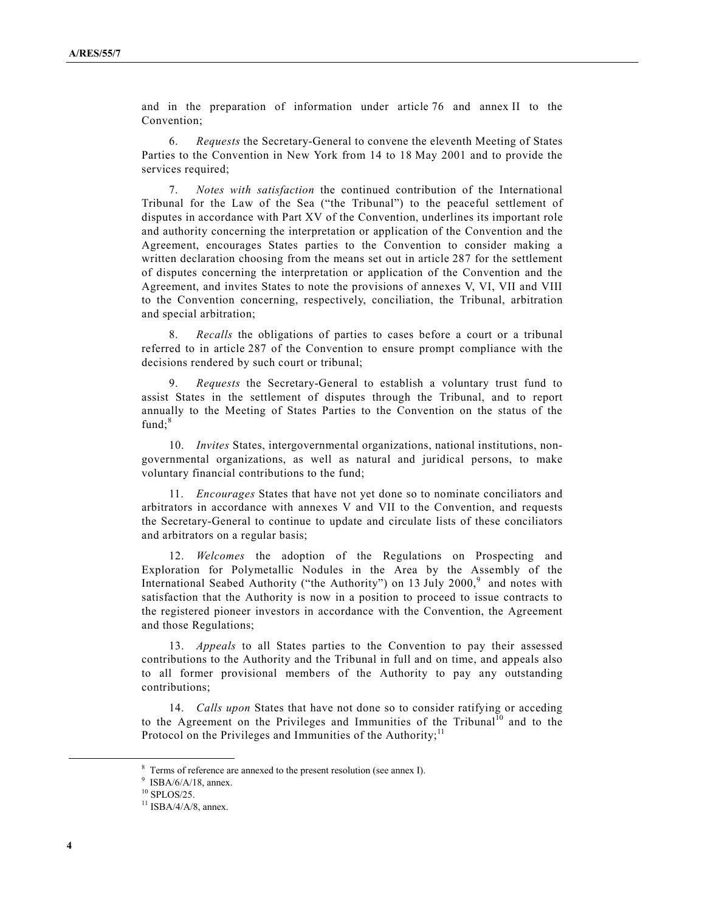and in the preparation of information under article 76 and annex II to the Convention;

6. *Requests* the Secretary-General to convene the eleventh Meeting of States Parties to the Convention in New York from 14 to 18 May 2001 and to provide the services required;

7. *Notes with satisfaction* the continued contribution of the International Tribunal for the Law of the Sea ("the Tribunal") to the peaceful settlement of disputes in accordance with Part XV of the Convention, underlines its important role and authority concerning the interpretation or application of the Convention and the Agreement, encourages States parties to the Convention to consider making a written declaration choosing from the means set out in article 287 for the settlement of disputes concerning the interpretation or application of the Convention and the Agreement, and invites States to note the provisions of annexes V, VI, VII and VIII to the Convention concerning, respectively, conciliation, the Tribunal, arbitration and special arbitration;

8. *Recalls* the obligations of parties to cases before a court or a tribunal referred to in article 287 of the Convention to ensure prompt compliance with the decisions rendered by such court or tribunal;

9. *Requests* the Secretary-General to establish a voluntary trust fund to assist States in the settlement of disputes through the Tribunal, and to report annually to the Meeting of States Parties to the Convention on the status of the fund;[8]

10. *Invites* States, intergovernmental organizations, national institutions, non-governmental organizations, as well as natural and juridical persons, to make voluntary financial contributions to the fund;

11. *Encourages* States that have not yet done so to nominate conciliators and arbitrators in accordance with annexes V and VII to the Convention, and requests the Secretary-General to continue to update and circulate lists of these conciliators and arbitrators on a regular basis;

12. *Welcomes* the adoption of the Regulations on Prospecting and Exploration for Polymetallic Nodules in the Area by the Assembly of the International Seabed Authority ("the Authority") on 13 July 2000,[9] and notes with satisfaction that the Authority is now in a position to proceed to issue contracts to the registered pioneer investors in accordance with the Convention, the Agreement and those Regulations;

13. *Appeals* to all States parties to the Convention to pay their assessed contributions to the Authority and the Tribunal in full and on time, and appeals also to all former provisional members of the Authority to pay any outstanding contributions;

14. *Calls upon* States that have not done so to consider ratifying or acceding to the Agreement on the Privileges and Immunities of the Tribunal[10] and to the Protocol on the Privileges and Immunities of the Authority;[11]

---

[8] Terms of reference are annexed to the present resolution (see annex I).

[9] ISBA/6/A/18, annex.

[10] SPLOS/25.

[11] ISBA/4/A/8, annex.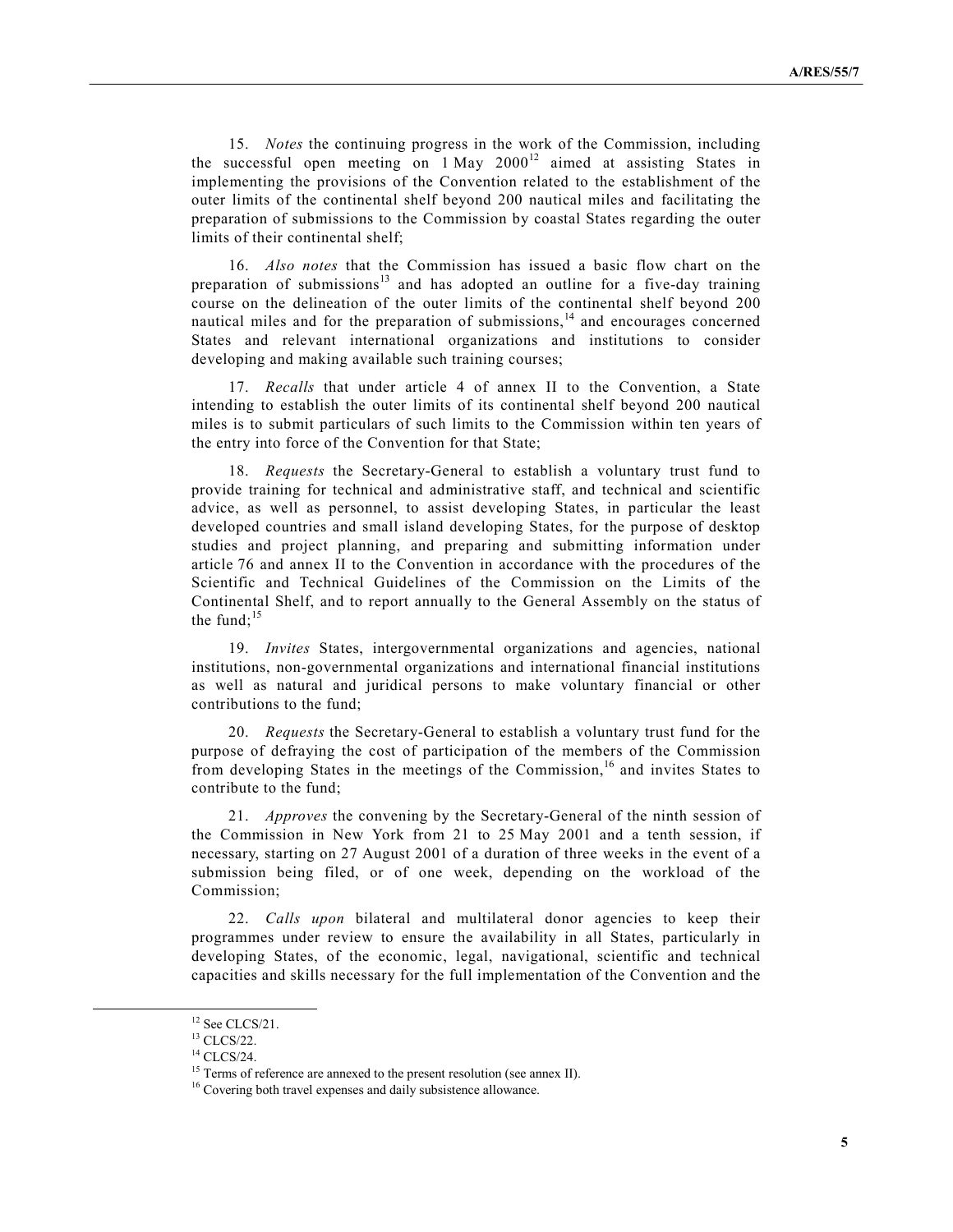15. *Notes* the continuing progress in the work of the Commission, including the successful open meeting on 1 May 2000[12] aimed at assisting States in implementing the provisions of the Convention related to the establishment of the outer limits of the continental shelf beyond 200 nautical miles and facilitating the preparation of submissions to the Commission by coastal States regarding the outer limits of their continental shelf;

16. *Also notes* that the Commission has issued a basic flow chart on the preparation of submissions[13] and has adopted an outline for a five-day training course on the delineation of the outer limits of the continental shelf beyond 200 nautical miles and for the preparation of submissions,[14] and encourages concerned States and relevant international organizations and institutions to consider developing and making available such training courses;

17. *Recalls* that under article 4 of annex II to the Convention, a State intending to establish the outer limits of its continental shelf beyond 200 nautical miles is to submit particulars of such limits to the Commission within ten years of the entry into force of the Convention for that State;

18. *Requests* the Secretary-General to establish a voluntary trust fund to provide training for technical and administrative staff, and technical and scientific advice, as well as personnel, to assist developing States, in particular the least developed countries and small island developing States, for the purpose of desktop studies and project planning, and preparing and submitting information under article 76 and annex II to the Convention in accordance with the procedures of the Scientific and Technical Guidelines of the Commission on the Limits of the Continental Shelf, and to report annually to the General Assembly on the status of the fund;[15]

19. *Invites* States, intergovernmental organizations and agencies, national institutions, non-governmental organizations and international financial institutions as well as natural and juridical persons to make voluntary financial or other contributions to the fund;

20. *Requests* the Secretary-General to establish a voluntary trust fund for the purpose of defraying the cost of participation of the members of the Commission from developing States in the meetings of the Commission,[16] and invites States to contribute to the fund;

21. *Approves* the convening by the Secretary-General of the ninth session of the Commission in New York from 21 to 25 May 2001 and a tenth session, if necessary, starting on 27 August 2001 of a duration of three weeks in the event of a submission being filed, or of one week, depending on the workload of the Commission;

22. *Calls upon* bilateral and multilateral donor agencies to keep their programmes under review to ensure the availability in all States, particularly in developing States, of the economic, legal, navigational, scientific and technical capacities and skills necessary for the full implementation of the Convention and the

---

[12] See CLCS/21.

[13] CLCS/22.

[14] CLCS/24.

[15] Terms of reference are annexed to the present resolution (see annex II).

[16] Covering both travel expenses and daily subsistence allowance.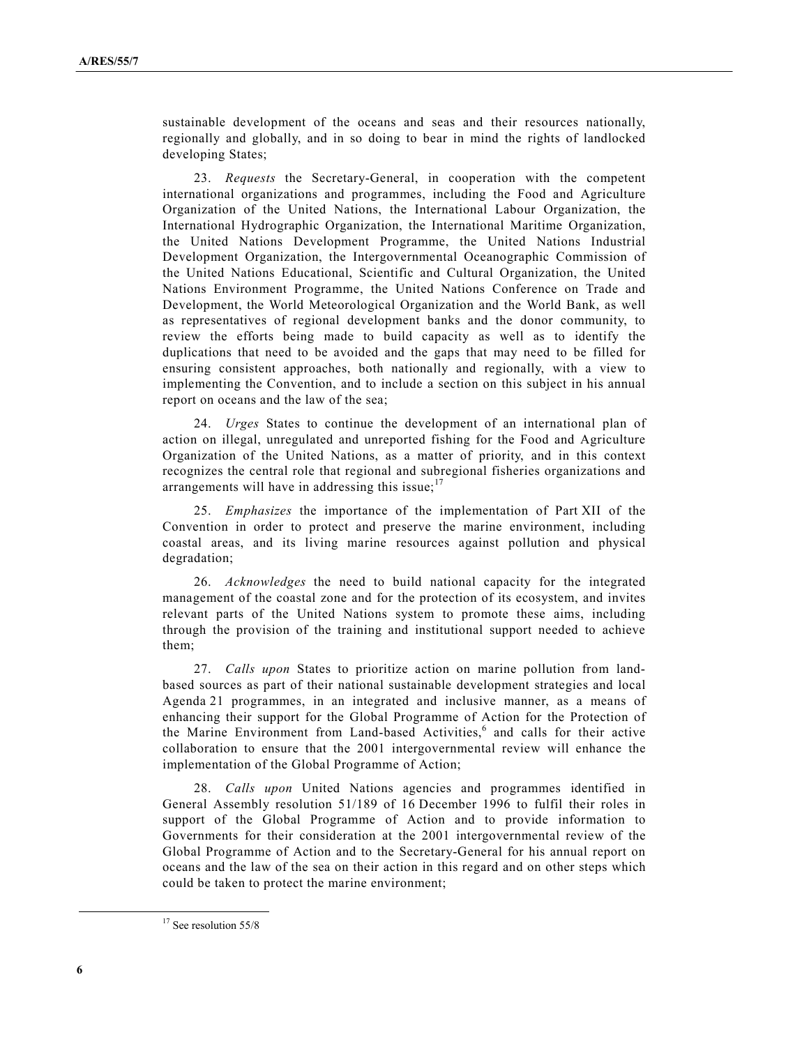sustainable development of the oceans and seas and their resources nationally, regionally and globally, and in so doing to bear in mind the rights of landlocked developing States;

23. *Requests* the Secretary-General, in cooperation with the competent international organizations and programmes, including the Food and Agriculture Organization of the United Nations, the International Labour Organization, the International Hydrographic Organization, the International Maritime Organization, the United Nations Development Programme, the United Nations Industrial Development Organization, the Intergovernmental Oceanographic Commission of the United Nations Educational, Scientific and Cultural Organization, the United Nations Environment Programme, the United Nations Conference on Trade and Development, the World Meteorological Organization and the World Bank, as well as representatives of regional development banks and the donor community, to review the efforts being made to build capacity as well as to identify the duplications that need to be avoided and the gaps that may need to be filled for ensuring consistent approaches, both nationally and regionally, with a view to implementing the Convention, and to include a section on this subject in his annual report on oceans and the law of the sea;

24. *Urges* States to continue the development of an international plan of action on illegal, unregulated and unreported fishing for the Food and Agriculture Organization of the United Nations, as a matter of priority, and in this context recognizes the central role that regional and subregional fisheries organizations and arrangements will have in addressing this issue;[17]

25. *Emphasizes* the importance of the implementation of Part XII of the Convention in order to protect and preserve the marine environment, including coastal areas, and its living marine resources against pollution and physical degradation;

26. *Acknowledges* the need to build national capacity for the integrated management of the coastal zone and for the protection of its ecosystem, and invites relevant parts of the United Nations system to promote these aims, including through the provision of the training and institutional support needed to achieve them;

27. *Calls upon* States to prioritize action on marine pollution from land-based sources as part of their national sustainable development strategies and local Agenda 21 programmes, in an integrated and inclusive manner, as a means of enhancing their support for the Global Programme of Action for the Protection of the Marine Environment from Land-based Activities,[6] and calls for their active collaboration to ensure that the 2001 intergovernmental review will enhance the implementation of the Global Programme of Action;

28. *Calls upon* United Nations agencies and programmes identified in General Assembly resolution 51/189 of 16 December 1996 to fulfil their roles in support of the Global Programme of Action and to provide information to Governments for their consideration at the 2001 intergovernmental review of the Global Programme of Action and to the Secretary-General for his annual report on oceans and the law of the sea on their action in this regard and on other steps which could be taken to protect the marine environment;

[17] See resolution 55/8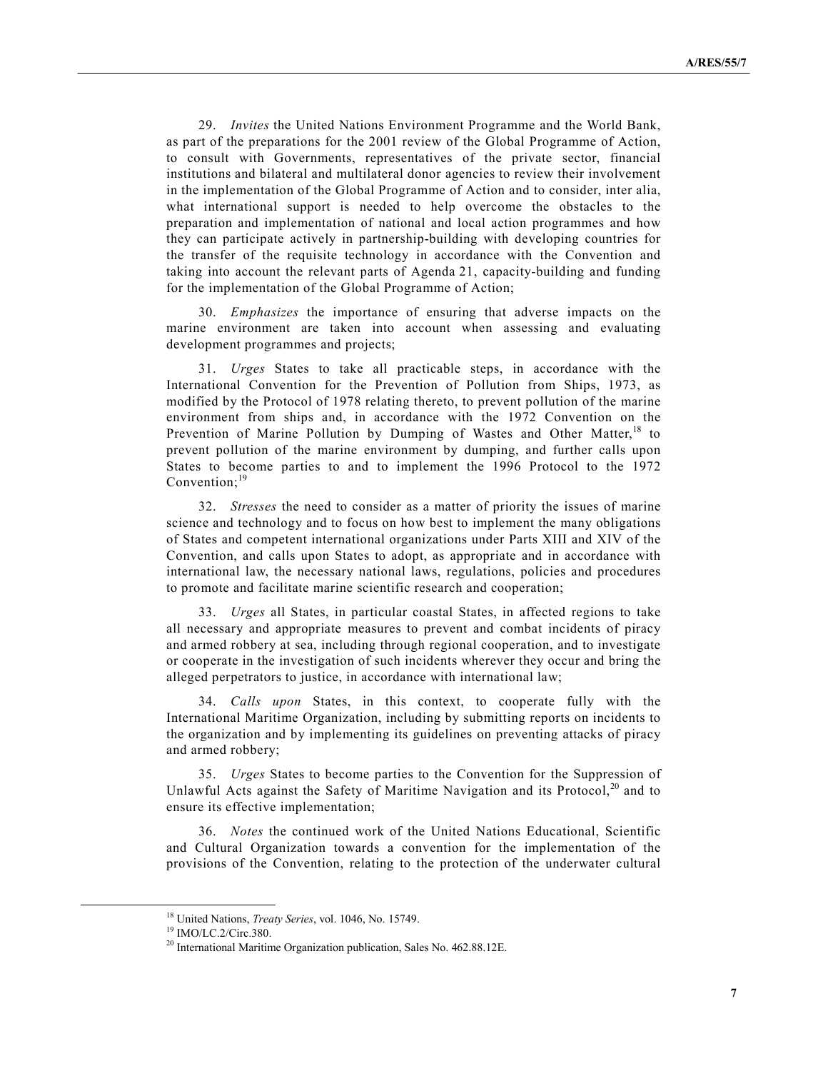29. *Invites* the United Nations Environment Programme and the World Bank, as part of the preparations for the 2001 review of the Global Programme of Action, to consult with Governments, representatives of the private sector, financial institutions and bilateral and multilateral donor agencies to review their involvement in the implementation of the Global Programme of Action and to consider, inter alia, what international support is needed to help overcome the obstacles to the preparation and implementation of national and local action programmes and how they can participate actively in partnership-building with developing countries for the transfer of the requisite technology in accordance with the Convention and taking into account the relevant parts of Agenda 21, capacity-building and funding for the implementation of the Global Programme of Action;

30. *Emphasizes* the importance of ensuring that adverse impacts on the marine environment are taken into account when assessing and evaluating development programmes and projects;

31. *Urges* States to take all practicable steps, in accordance with the International Convention for the Prevention of Pollution from Ships, 1973, as modified by the Protocol of 1978 relating thereto, to prevent pollution of the marine environment from ships and, in accordance with the 1972 Convention on the Prevention of Marine Pollution by Dumping of Wastes and Other Matter,[18] to prevent pollution of the marine environment by dumping, and further calls upon States to become parties to and to implement the 1996 Protocol to the 1972 Convention;[19]

32. *Stresses* the need to consider as a matter of priority the issues of marine science and technology and to focus on how best to implement the many obligations of States and competent international organizations under Parts XIII and XIV of the Convention, and calls upon States to adopt, as appropriate and in accordance with international law, the necessary national laws, regulations, policies and procedures to promote and facilitate marine scientific research and cooperation;

33. *Urges* all States, in particular coastal States, in affected regions to take all necessary and appropriate measures to prevent and combat incidents of piracy and armed robbery at sea, including through regional cooperation, and to investigate or cooperate in the investigation of such incidents wherever they occur and bring the alleged perpetrators to justice, in accordance with international law;

34. *Calls upon* States, in this context, to cooperate fully with the International Maritime Organization, including by submitting reports on incidents to the organization and by implementing its guidelines on preventing attacks of piracy and armed robbery;

35. *Urges* States to become parties to the Convention for the Suppression of Unlawful Acts against the Safety of Maritime Navigation and its Protocol,[20] and to ensure its effective implementation;

36. *Notes* the continued work of the United Nations Educational, Scientific and Cultural Organization towards a convention for the implementation of the provisions of the Convention, relating to the protection of the underwater cultural

---

[18] United Nations, *Treaty Series*, vol. 1046, No. 15749.

[19] IMO/LC.2/Circ.380.

[20] International Maritime Organization publication, Sales No. 462.88.12E.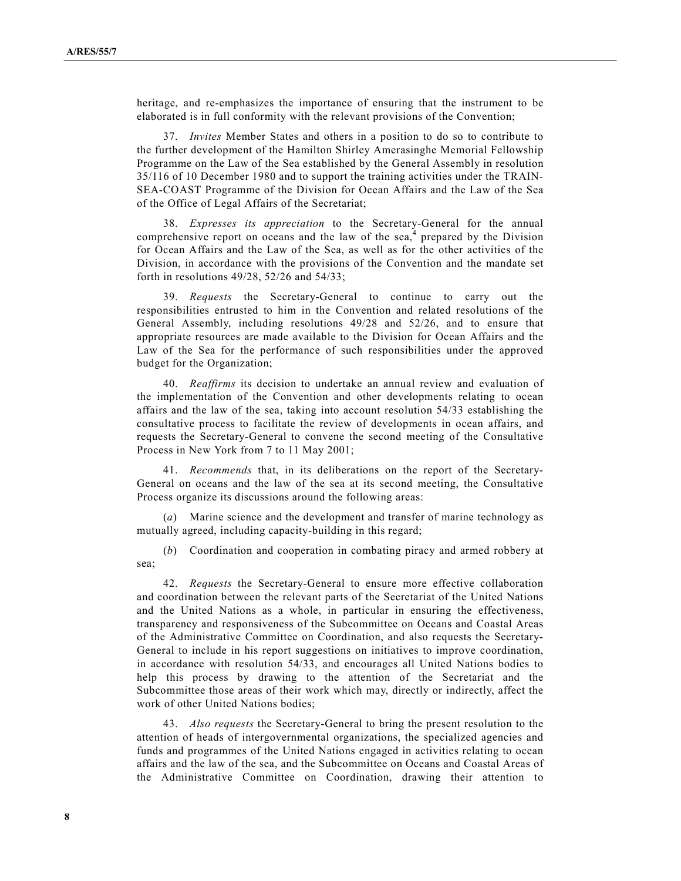heritage, and re-emphasizes the importance of ensuring that the instrument to be elaborated is in full conformity with the relevant provisions of the Convention;

37. *Invites* Member States and others in a position to do so to contribute to the further development of the Hamilton Shirley Amerasinghe Memorial Fellowship Programme on the Law of the Sea established by the General Assembly in resolution 35/116 of 10 December 1980 and to support the training activities under the TRAIN-SEA-COAST Programme of the Division for Ocean Affairs and the Law of the Sea of the Office of Legal Affairs of the Secretariat;

38. *Expresses its appreciation* to the Secretary-General for the annual comprehensive report on oceans and the law of the sea,[4] prepared by the Division for Ocean Affairs and the Law of the Sea, as well as for the other activities of the Division, in accordance with the provisions of the Convention and the mandate set forth in resolutions 49/28, 52/26 and 54/33;

39. *Requests* the Secretary-General to continue to carry out the responsibilities entrusted to him in the Convention and related resolutions of the General Assembly, including resolutions 49/28 and 52/26, and to ensure that appropriate resources are made available to the Division for Ocean Affairs and the Law of the Sea for the performance of such responsibilities under the approved budget for the Organization;

40. *Reaffirms* its decision to undertake an annual review and evaluation of the implementation of the Convention and other developments relating to ocean affairs and the law of the sea, taking into account resolution 54/33 establishing the consultative process to facilitate the review of developments in ocean affairs, and requests the Secretary-General to convene the second meeting of the Consultative Process in New York from 7 to 11 May 2001;

41. *Recommends* that, in its deliberations on the report of the Secretary-General on oceans and the law of the sea at its second meeting, the Consultative Process organize its discussions around the following areas:

(*a*) Marine science and the development and transfer of marine technology as mutually agreed, including capacity-building in this regard;

(*b*) Coordination and cooperation in combating piracy and armed robbery at sea;

42. *Requests* the Secretary-General to ensure more effective collaboration and coordination between the relevant parts of the Secretariat of the United Nations and the United Nations as a whole, in particular in ensuring the effectiveness, transparency and responsiveness of the Subcommittee on Oceans and Coastal Areas of the Administrative Committee on Coordination, and also requests the Secretary-General to include in his report suggestions on initiatives to improve coordination, in accordance with resolution 54/33, and encourages all United Nations bodies to help this process by drawing to the attention of the Secretariat and the Subcommittee those areas of their work which may, directly or indirectly, affect the work of other United Nations bodies;

43. *Also requests* the Secretary-General to bring the present resolution to the attention of heads of intergovernmental organizations, the specialized agencies and funds and programmes of the United Nations engaged in activities relating to ocean affairs and the law of the sea, and the Subcommittee on Oceans and Coastal Areas of the Administrative Committee on Coordination, drawing their attention to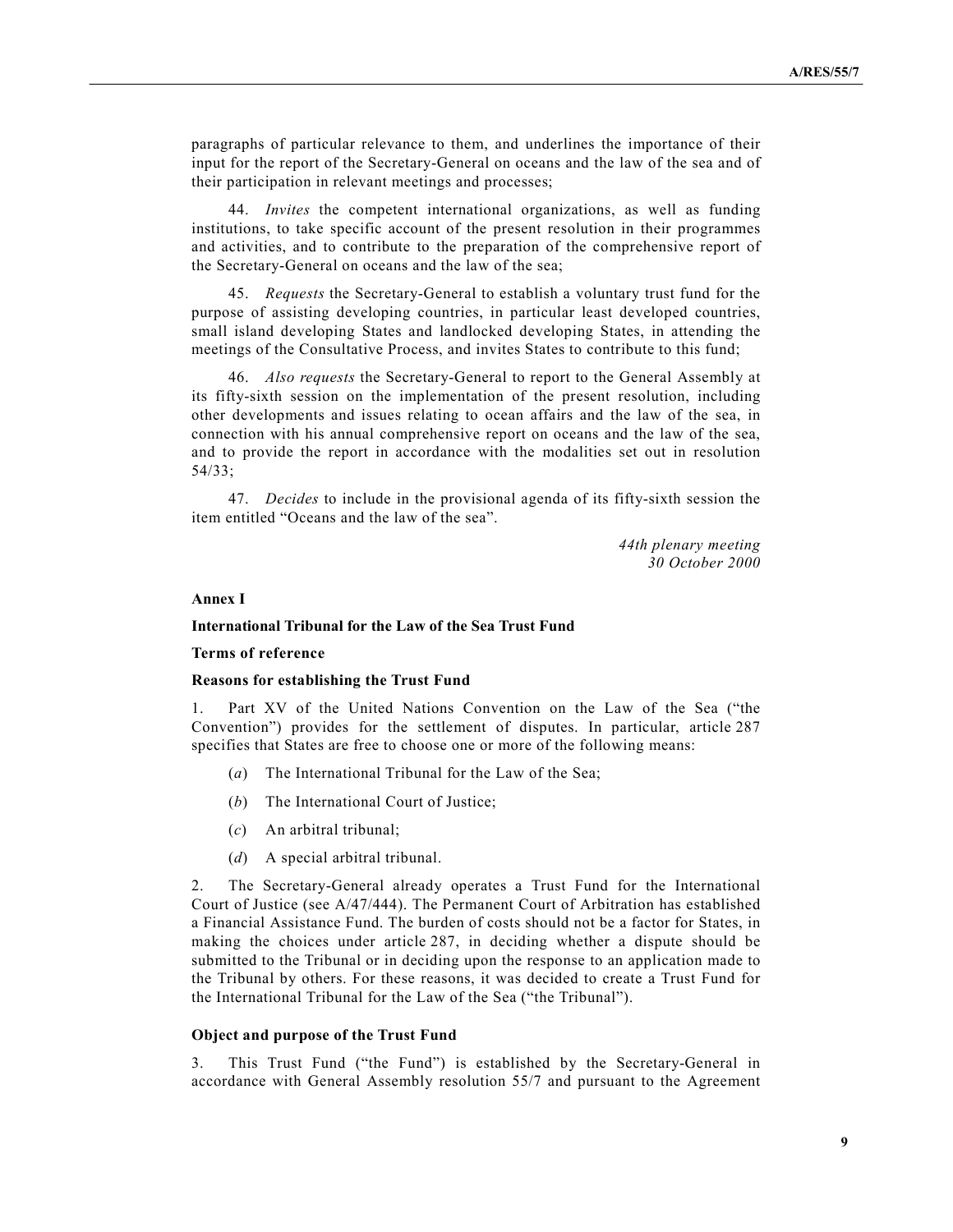paragraphs of particular relevance to them, and underlines the importance of their input for the report of the Secretary-General on oceans and the law of the sea and of their participation in relevant meetings and processes;

44. *Invites* the competent international organizations, as well as funding institutions, to take specific account of the present resolution in their programmes and activities, and to contribute to the preparation of the comprehensive report of the Secretary-General on oceans and the law of the sea;

45. *Requests* the Secretary-General to establish a voluntary trust fund for the purpose of assisting developing countries, in particular least developed countries, small island developing States and landlocked developing States, in attending the meetings of the Consultative Process, and invites States to contribute to this fund;

46. *Also requests* the Secretary-General to report to the General Assembly at its fifty-sixth session on the implementation of the present resolution, including other developments and issues relating to ocean affairs and the law of the sea, in connection with his annual comprehensive report on oceans and the law of the sea, and to provide the report in accordance with the modalities set out in resolution 54/33;

47. *Decides* to include in the provisional agenda of its fifty-sixth session the item entitled "Oceans and the law of the sea".

*44th plenary meeting*
*30 October 2000*

## Annex I

### International Tribunal for the Law of the Sea Trust Fund

### Terms of reference

### Reasons for establishing the Trust Fund

1. Part XV of the United Nations Convention on the Law of the Sea ("the Convention") provides for the settlement of disputes. In particular, article 287 specifies that States are free to choose one or more of the following means:

(*a*) The International Tribunal for the Law of the Sea;

(*b*) The International Court of Justice;

(*c*) An arbitral tribunal;

(*d*) A special arbitral tribunal.

2. The Secretary-General already operates a Trust Fund for the International Court of Justice (see A/47/444). The Permanent Court of Arbitration has established a Financial Assistance Fund. The burden of costs should not be a factor for States, in making the choices under article 287, in deciding whether a dispute should be submitted to the Tribunal or in deciding upon the response to an application made to the Tribunal by others. For these reasons, it was decided to create a Trust Fund for the International Tribunal for the Law of the Sea ("the Tribunal").

### Object and purpose of the Trust Fund

3. This Trust Fund ("the Fund") is established by the Secretary-General in accordance with General Assembly resolution 55/7 and pursuant to the Agreement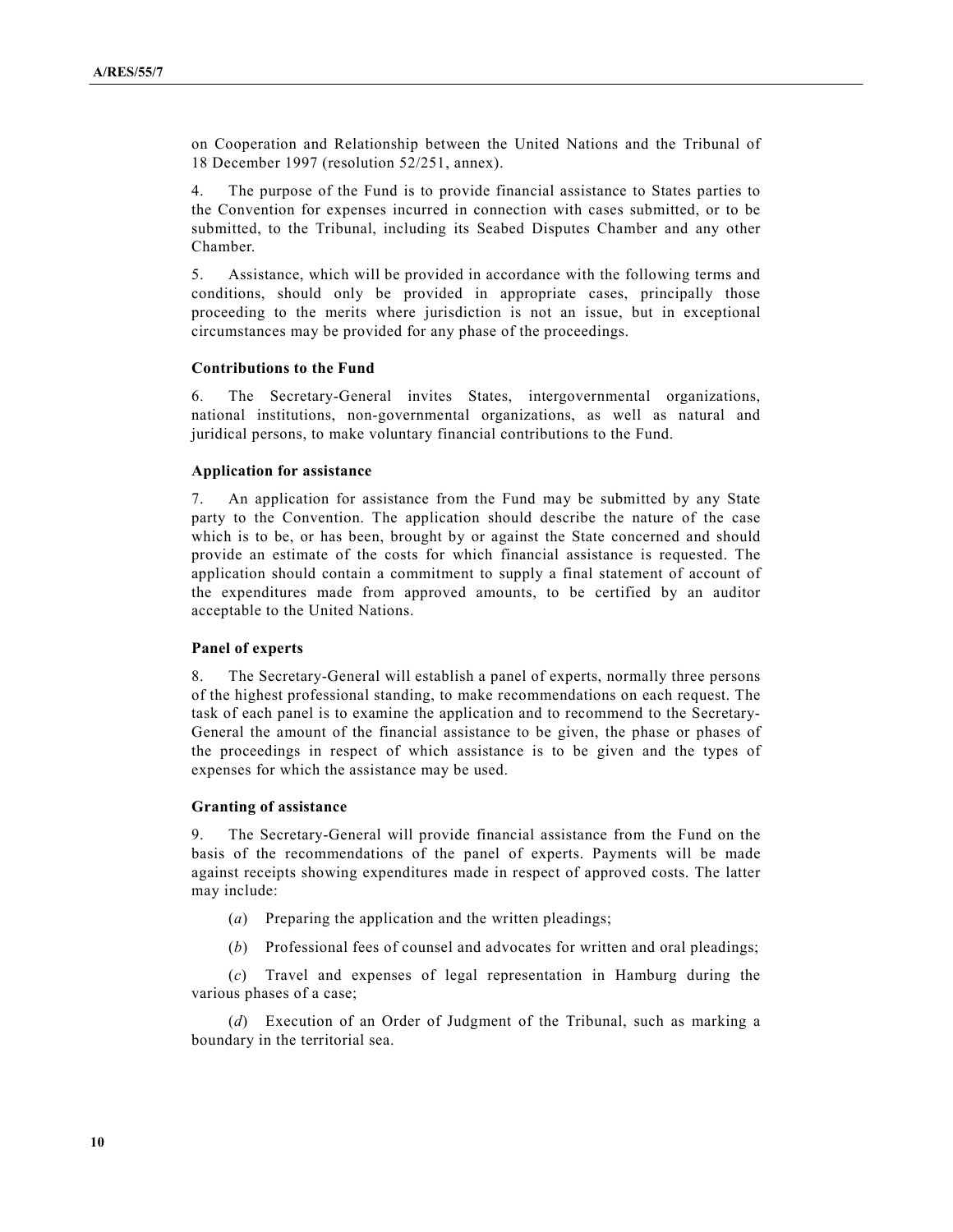on Cooperation and Relationship between the United Nations and the Tribunal of 18 December 1997 (resolution 52/251, annex).

4. The purpose of the Fund is to provide financial assistance to States parties to the Convention for expenses incurred in connection with cases submitted, or to be submitted, to the Tribunal, including its Seabed Disputes Chamber and any other Chamber.

5. Assistance, which will be provided in accordance with the following terms and conditions, should only be provided in appropriate cases, principally those proceeding to the merits where jurisdiction is not an issue, but in exceptional circumstances may be provided for any phase of the proceedings.

**Contributions to the Fund**

6. The Secretary-General invites States, intergovernmental organizations, national institutions, non-governmental organizations, as well as natural and juridical persons, to make voluntary financial contributions to the Fund.

**Application for assistance**

7. An application for assistance from the Fund may be submitted by any State party to the Convention. The application should describe the nature of the case which is to be, or has been, brought by or against the State concerned and should provide an estimate of the costs for which financial assistance is requested. The application should contain a commitment to supply a final statement of account of the expenditures made from approved amounts, to be certified by an auditor acceptable to the United Nations.

**Panel of experts**

8. The Secretary-General will establish a panel of experts, normally three persons of the highest professional standing, to make recommendations on each request. The task of each panel is to examine the application and to recommend to the Secretary-General the amount of the financial assistance to be given, the phase or phases of the proceedings in respect of which assistance is to be given and the types of expenses for which the assistance may be used.

**Granting of assistance**

9. The Secretary-General will provide financial assistance from the Fund on the basis of the recommendations of the panel of experts. Payments will be made against receipts showing expenditures made in respect of approved costs. The latter may include:

(*a*) Preparing the application and the written pleadings;

(*b*) Professional fees of counsel and advocates for written and oral pleadings;

(*c*) Travel and expenses of legal representation in Hamburg during the various phases of a case;

(*d*) Execution of an Order of Judgment of the Tribunal, such as marking a boundary in the territorial sea.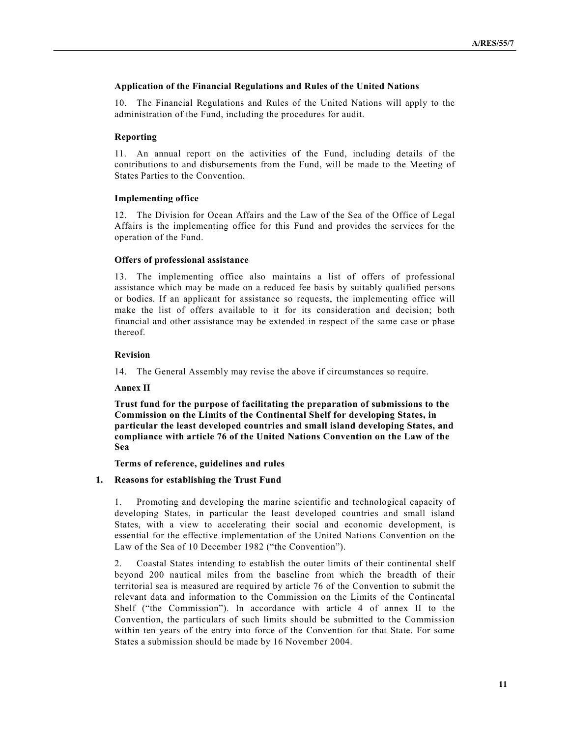**Application of the Financial Regulations and Rules of the United Nations**

10. The Financial Regulations and Rules of the United Nations will apply to the administration of the Fund, including the procedures for audit.

**Reporting**

11. An annual report on the activities of the Fund, including details of the contributions to and disbursements from the Fund, will be made to the Meeting of States Parties to the Convention.

**Implementing office**

12. The Division for Ocean Affairs and the Law of the Sea of the Office of Legal Affairs is the implementing office for this Fund and provides the services for the operation of the Fund.

**Offers of professional assistance**

13. The implementing office also maintains a list of offers of professional assistance which may be made on a reduced fee basis by suitably qualified persons or bodies. If an applicant for assistance so requests, the implementing office will make the list of offers available to it for its consideration and decision; both financial and other assistance may be extended in respect of the same case or phase thereof.

**Revision**

14. The General Assembly may revise the above if circumstances so require.

## Annex II

## Trust fund for the purpose of facilitating the preparation of submissions to the Commission on the Limits of the Continental Shelf for developing States, in particular the least developed countries and small island developing States, and compliance with article 76 of the United Nations Convention on the Law of the Sea

**Terms of reference, guidelines and rules**

### 1. Reasons for establishing the Trust Fund

1. Promoting and developing the marine scientific and technological capacity of developing States, in particular the least developed countries and small island States, with a view to accelerating their social and economic development, is essential for the effective implementation of the United Nations Convention on the Law of the Sea of 10 December 1982 ("the Convention").

2. Coastal States intending to establish the outer limits of their continental shelf beyond 200 nautical miles from the baseline from which the breadth of their territorial sea is measured are required by article 76 of the Convention to submit the relevant data and information to the Commission on the Limits of the Continental Shelf ("the Commission"). In accordance with article 4 of annex II to the Convention, the particulars of such limits should be submitted to the Commission within ten years of the entry into force of the Convention for that State. For some States a submission should be made by 16 November 2004.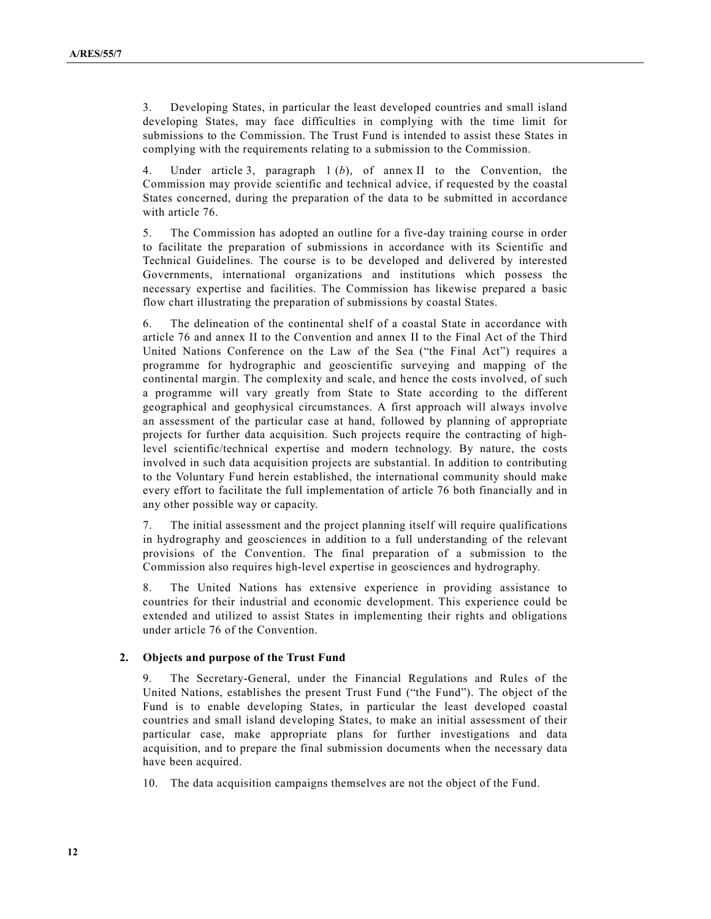3. Developing States, in particular the least developed countries and small island developing States, may face difficulties in complying with the time limit for submissions to the Commission. The Trust Fund is intended to assist these States in complying with the requirements relating to a submission to the Commission.

4. Under article 3, paragraph 1 (*b*), of annex II to the Convention, the Commission may provide scientific and technical advice, if requested by the coastal States concerned, during the preparation of the data to be submitted in accordance with article 76.

5. The Commission has adopted an outline for a five-day training course in order to facilitate the preparation of submissions in accordance with its Scientific and Technical Guidelines. The course is to be developed and delivered by interested Governments, international organizations and institutions which possess the necessary expertise and facilities. The Commission has likewise prepared a basic flow chart illustrating the preparation of submissions by coastal States.

6. The delineation of the continental shelf of a coastal State in accordance with article 76 and annex II to the Convention and annex II to the Final Act of the Third United Nations Conference on the Law of the Sea ("the Final Act") requires a programme for hydrographic and geoscientific surveying and mapping of the continental margin. The complexity and scale, and hence the costs involved, of such a programme will vary greatly from State to State according to the different geographical and geophysical circumstances. A first approach will always involve an assessment of the particular case at hand, followed by planning of appropriate projects for further data acquisition. Such projects require the contracting of high-level scientific/technical expertise and modern technology. By nature, the costs involved in such data acquisition projects are substantial. In addition to contributing to the Voluntary Fund herein established, the international community should make every effort to facilitate the full implementation of article 76 both financially and in any other possible way or capacity.

7. The initial assessment and the project planning itself will require qualifications in hydrography and geosciences in addition to a full understanding of the relevant provisions of the Convention. The final preparation of a submission to the Commission also requires high-level expertise in geosciences and hydrography.

8. The United Nations has extensive experience in providing assistance to countries for their industrial and economic development. This experience could be extended and utilized to assist States in implementing their rights and obligations under article 76 of the Convention.

### 2. Objects and purpose of the Trust Fund

9. The Secretary-General, under the Financial Regulations and Rules of the United Nations, establishes the present Trust Fund ("the Fund"). The object of the Fund is to enable developing States, in particular the least developed coastal countries and small island developing States, to make an initial assessment of their particular case, make appropriate plans for further investigations and data acquisition, and to prepare the final submission documents when the necessary data have been acquired.

10. The data acquisition campaigns themselves are not the object of the Fund.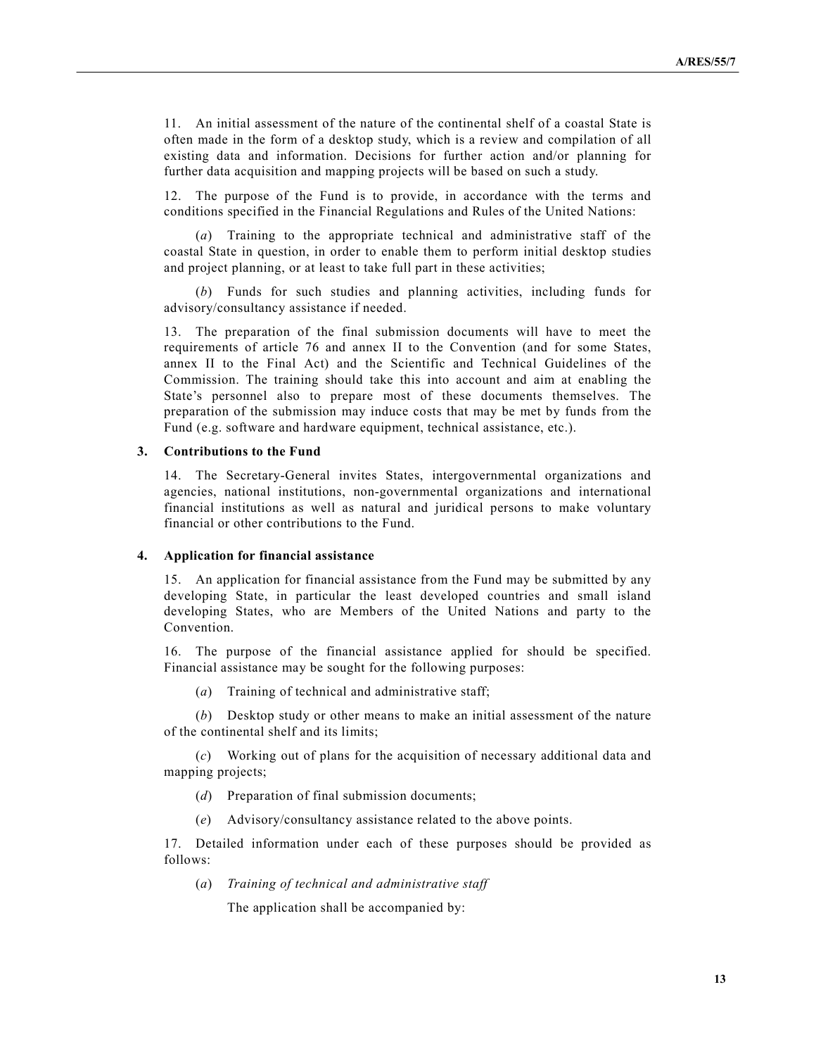11. An initial assessment of the nature of the continental shelf of a coastal State is often made in the form of a desktop study, which is a review and compilation of all existing data and information. Decisions for further action and/or planning for further data acquisition and mapping projects will be based on such a study.

12. The purpose of the Fund is to provide, in accordance with the terms and conditions specified in the Financial Regulations and Rules of the United Nations:

(*a*) Training to the appropriate technical and administrative staff of the coastal State in question, in order to enable them to perform initial desktop studies and project planning, or at least to take full part in these activities;

(*b*) Funds for such studies and planning activities, including funds for advisory/consultancy assistance if needed.

13. The preparation of the final submission documents will have to meet the requirements of article 76 and annex II to the Convention (and for some States, annex II to the Final Act) and the Scientific and Technical Guidelines of the Commission. The training should take this into account and aim at enabling the State's personnel also to prepare most of these documents themselves. The preparation of the submission may induce costs that may be met by funds from the Fund (e.g. software and hardware equipment, technical assistance, etc.).

### 3. Contributions to the Fund

14. The Secretary-General invites States, intergovernmental organizations and agencies, national institutions, non-governmental organizations and international financial institutions as well as natural and juridical persons to make voluntary financial or other contributions to the Fund.

### 4. Application for financial assistance

15. An application for financial assistance from the Fund may be submitted by any developing State, in particular the least developed countries and small island developing States, who are Members of the United Nations and party to the Convention.

16. The purpose of the financial assistance applied for should be specified. Financial assistance may be sought for the following purposes:

(*a*) Training of technical and administrative staff;

(*b*) Desktop study or other means to make an initial assessment of the nature of the continental shelf and its limits;

(*c*) Working out of plans for the acquisition of necessary additional data and mapping projects;

(*d*) Preparation of final submission documents;

(*e*) Advisory/consultancy assistance related to the above points.

17. Detailed information under each of these purposes should be provided as follows:

(*a*) *Training of technical and administrative staff*

The application shall be accompanied by: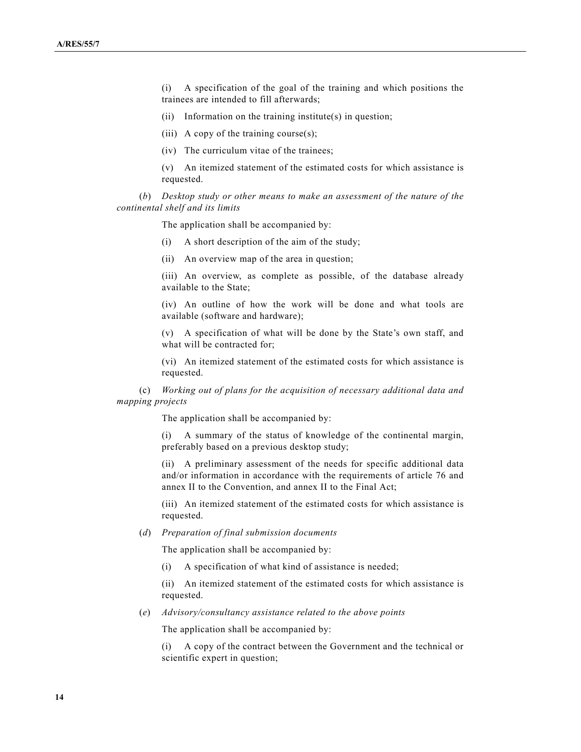(i) A specification of the goal of the training and which positions the trainees are intended to fill afterwards;

(ii) Information on the training institute(s) in question;

(iii) A copy of the training course(s);

(iv) The curriculum vitae of the trainees;

(v) An itemized statement of the estimated costs for which assistance is requested.

(*b*) *Desktop study or other means to make an assessment of the nature of the continental shelf and its limits*

The application shall be accompanied by:

(i) A short description of the aim of the study;

(ii) An overview map of the area in question;

(iii) An overview, as complete as possible, of the database already available to the State;

(iv) An outline of how the work will be done and what tools are available (software and hardware);

(v) A specification of what will be done by the State's own staff, and what will be contracted for;

(vi) An itemized statement of the estimated costs for which assistance is requested.

(c) *Working out of plans for the acquisition of necessary additional data and mapping projects*

The application shall be accompanied by:

(i) A summary of the status of knowledge of the continental margin, preferably based on a previous desktop study;

(ii) A preliminary assessment of the needs for specific additional data and/or information in accordance with the requirements of article 76 and annex II to the Convention, and annex II to the Final Act;

(iii) An itemized statement of the estimated costs for which assistance is requested.

(*d*) *Preparation of final submission documents*

The application shall be accompanied by:

(i) A specification of what kind of assistance is needed;

(ii) An itemized statement of the estimated costs for which assistance is requested.

(*e*) *Advisory/consultancy assistance related to the above points*

The application shall be accompanied by:

(i) A copy of the contract between the Government and the technical or scientific expert in question;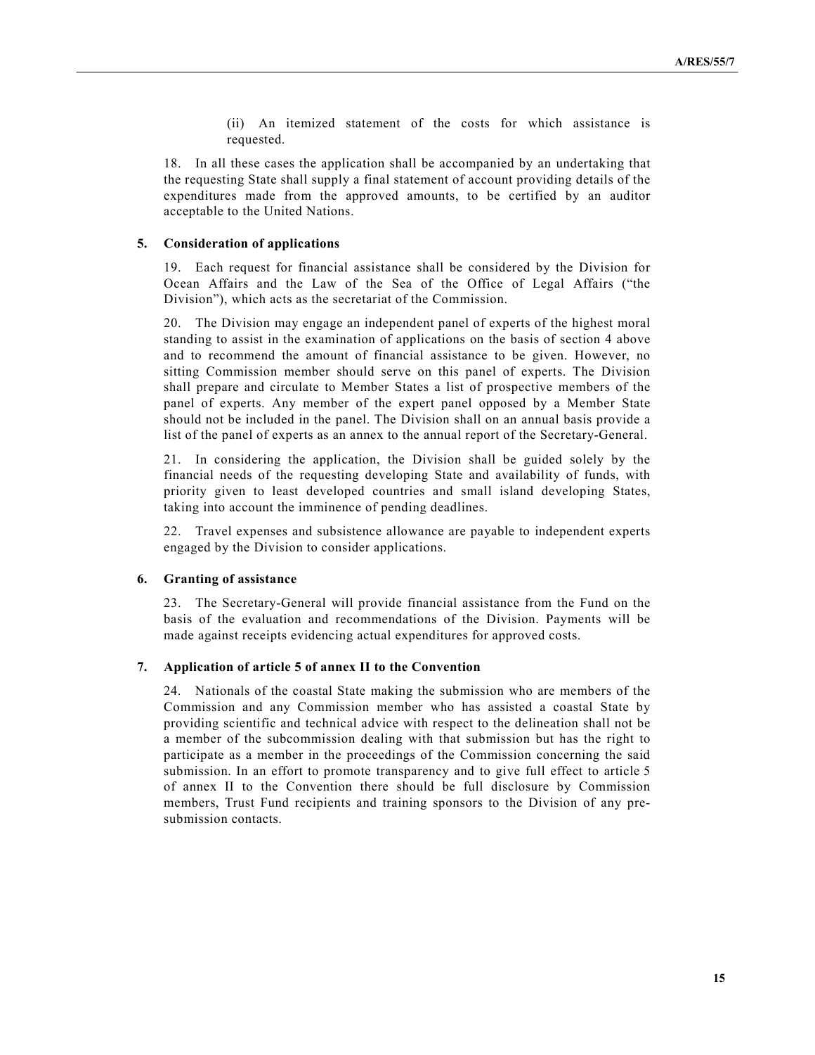(ii) An itemized statement of the costs for which assistance is requested.

18. In all these cases the application shall be accompanied by an undertaking that the requesting State shall supply a final statement of account providing details of the expenditures made from the approved amounts, to be certified by an auditor acceptable to the United Nations.

## 5. Consideration of applications

19. Each request for financial assistance shall be considered by the Division for Ocean Affairs and the Law of the Sea of the Office of Legal Affairs ("the Division"), which acts as the secretariat of the Commission.

20. The Division may engage an independent panel of experts of the highest moral standing to assist in the examination of applications on the basis of section 4 above and to recommend the amount of financial assistance to be given. However, no sitting Commission member should serve on this panel of experts. The Division shall prepare and circulate to Member States a list of prospective members of the panel of experts. Any member of the expert panel opposed by a Member State should not be included in the panel. The Division shall on an annual basis provide a list of the panel of experts as an annex to the annual report of the Secretary-General.

21. In considering the application, the Division shall be guided solely by the financial needs of the requesting developing State and availability of funds, with priority given to least developed countries and small island developing States, taking into account the imminence of pending deadlines.

22. Travel expenses and subsistence allowance are payable to independent experts engaged by the Division to consider applications.

## 6. Granting of assistance

23. The Secretary-General will provide financial assistance from the Fund on the basis of the evaluation and recommendations of the Division. Payments will be made against receipts evidencing actual expenditures for approved costs.

## 7. Application of article 5 of annex II to the Convention

24. Nationals of the coastal State making the submission who are members of the Commission and any Commission member who has assisted a coastal State by providing scientific and technical advice with respect to the delineation shall not be a member of the subcommission dealing with that submission but has the right to participate as a member in the proceedings of the Commission concerning the said submission. In an effort to promote transparency and to give full effect to article 5 of annex II to the Convention there should be full disclosure by Commission members, Trust Fund recipients and training sponsors to the Division of any pre-submission contacts.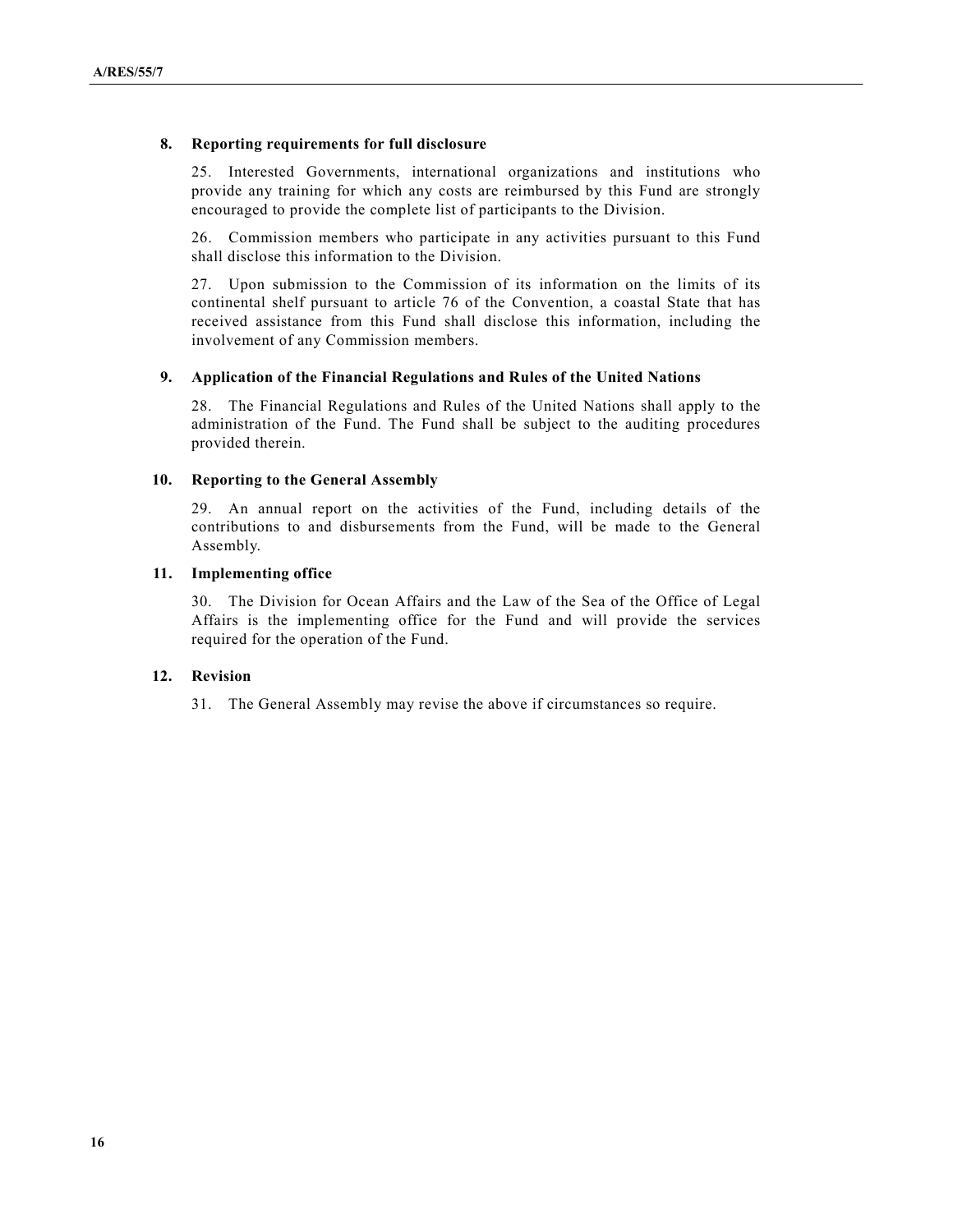### 8. Reporting requirements for full disclosure

25. Interested Governments, international organizations and institutions who provide any training for which any costs are reimbursed by this Fund are strongly encouraged to provide the complete list of participants to the Division.

26. Commission members who participate in any activities pursuant to this Fund shall disclose this information to the Commission.

27. Upon submission to the Commission of its information on the limits of its continental shelf pursuant to article 76 of the Convention, a coastal State that has received assistance from this Fund shall disclose this information, including the involvement of any Commission members.

### 9. Application of the Financial Regulations and Rules of the United Nations

28. The Financial Regulations and Rules of the United Nations shall apply to the administration of the Fund. The Fund shall be subject to the auditing procedures provided therein.

### 10. Reporting to the General Assembly

29. An annual report on the activities of the Fund, including details of the contributions to and disbursements from the Fund, will be made to the General Assembly.

### 11. Implementing office

30. The Division for Ocean Affairs and the Law of the Sea of the Office of Legal Affairs is the implementing office for the Fund and will provide the services required for the operation of the Fund.

### 12. Revision

31. The General Assembly may revise the above if circumstances so require.